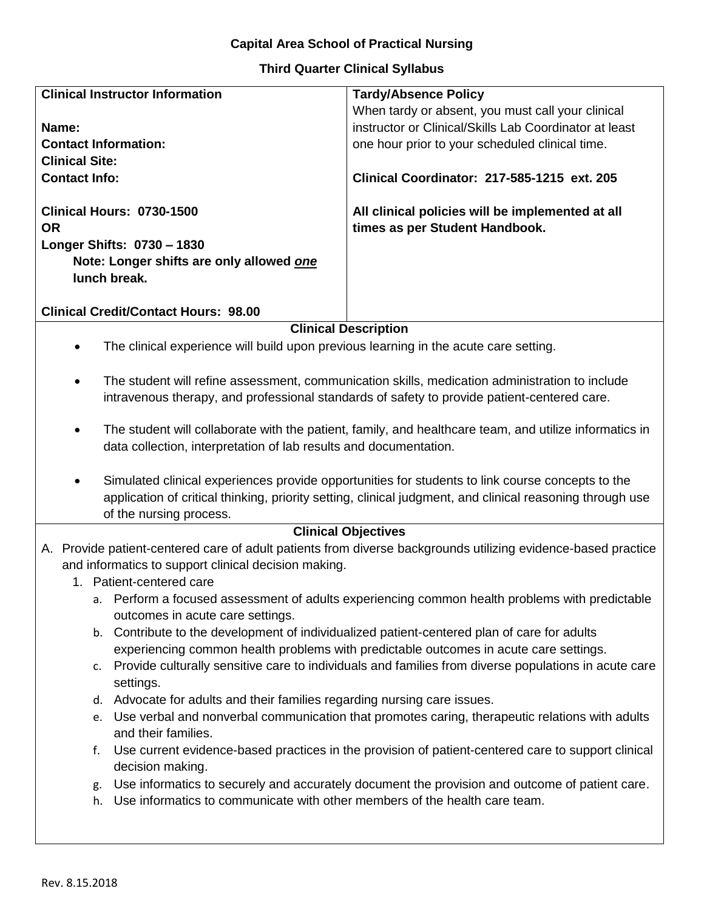**Capital Area School of Practical Nursing**

**Third Quarter Clinical Syllabus**

| **Clinical Instructor Information** | **Tardy/Absence Policy** |
| --- | --- |
| **Name:**<br>**Contact Information:**<br>**Clinical Site:**<br>**Contact Info:**<br><br>**Clinical Hours: 0730-1500**<br>**OR**<br>**Longer Shifts: 0730 – 1830**<br>**Note: Longer shifts are only allowed _one_ lunch break.**<br><br>**Clinical Credit/Contact Hours: 98.00** | When tardy or absent, you must call your clinical instructor or Clinical/Skills Lab Coordinator at least one hour prior to your scheduled clinical time.<br><br>**Clinical Coordinator: 217-585-1215 ext. 205**<br><br>**All clinical policies will be implemented at all times as per Student Handbook.** |

**Clinical Description**

- The clinical experience will build upon previous learning in the acute care setting.
- The student will refine assessment, communication skills, medication administration to include intravenous therapy, and professional standards of safety to provide patient-centered care.
- The student will collaborate with the patient, family, and healthcare team, and utilize informatics in data collection, interpretation of lab results and documentation.
- Simulated clinical experiences provide opportunities for students to link course concepts to the application of critical thinking, priority setting, clinical judgment, and clinical reasoning through use of the nursing process.

**Clinical Objectives**

A. Provide patient-centered care of adult patients from diverse backgrounds utilizing evidence-based practice and informatics to support clinical decision making.

1. Patient-centered care
   a. Perform a focused assessment of adults experiencing common health problems with predictable outcomes in acute care settings.
   b. Contribute to the development of individualized patient-centered plan of care for adults experiencing common health problems with predictable outcomes in acute care settings.
   c. Provide culturally sensitive care to individuals and families from diverse populations in acute care settings.
   d. Advocate for adults and their families regarding nursing care issues.
   e. Use verbal and nonverbal communication that promotes caring, therapeutic relations with adults and their families.
   f. Use current evidence-based practices in the provision of patient-centered care to support clinical decision making.
   g. Use informatics to securely and accurately document the provision and outcome of patient care.
   h. Use informatics to communicate with other members of the health care team.

Rev. 8.15.2018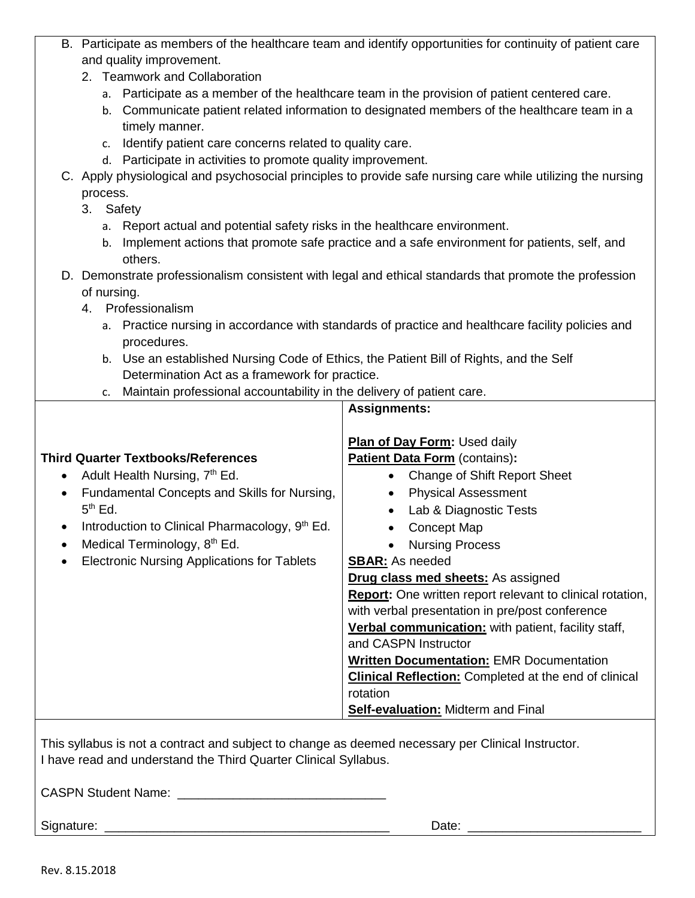B. Participate as members of the healthcare team and identify opportunities for continuity of patient care and quality improvement.

2. Teamwork and Collaboration
   a. Participate as a member of the healthcare team in the provision of patient centered care.
   b. Communicate patient related information to designated members of the healthcare team in a timely manner.
   c. Identify patient care concerns related to quality care.
   d. Participate in activities to promote quality improvement.

C. Apply physiological and psychosocial principles to provide safe nursing care while utilizing the nursing process.

3. Safety
   a. Report actual and potential safety risks in the healthcare environment.
   b. Implement actions that promote safe practice and a safe environment for patients, self, and others.

D. Demonstrate professionalism consistent with legal and ethical standards that promote the profession of nursing.

4. Professionalism
   a. Practice nursing in accordance with standards of practice and healthcare facility policies and procedures.
   b. Use an established Nursing Code of Ethics, the Patient Bill of Rights, and the Self Determination Act as a framework for practice.
   c. Maintain professional accountability in the delivery of patient care.

**Third Quarter Textbooks/References**

- Adult Health Nursing, 7th Ed.
- Fundamental Concepts and Skills for Nursing, 5th Ed.
- Introduction to Clinical Pharmacology, 9th Ed.
- Medical Terminology, 8th Ed.
- Electronic Nursing Applications for Tablets

**Assignments:**

**Plan of Day Form:** Used daily

**Patient Data Form** (contains)**:**

- Change of Shift Report Sheet
- Physical Assessment
- Lab & Diagnostic Tests
- Concept Map
- Nursing Process

**SBAR:** As needed

**Drug class med sheets:** As assigned

**Report:** One written report relevant to clinical rotation, with verbal presentation in pre/post conference

**Verbal communication:** with patient, facility staff, and CASPN Instructor

**Written Documentation:** EMR Documentation

**Clinical Reflection:** Completed at the end of clinical rotation

**Self-evaluation:** Midterm and Final

This syllabus is not a contract and subject to change as deemed necessary per Clinical Instructor.
I have read and understand the Third Quarter Clinical Syllabus.

CASPN Student Name: ______________________________

Signature: __________________________________________ Date: _________________________

Rev. 8.15.2018